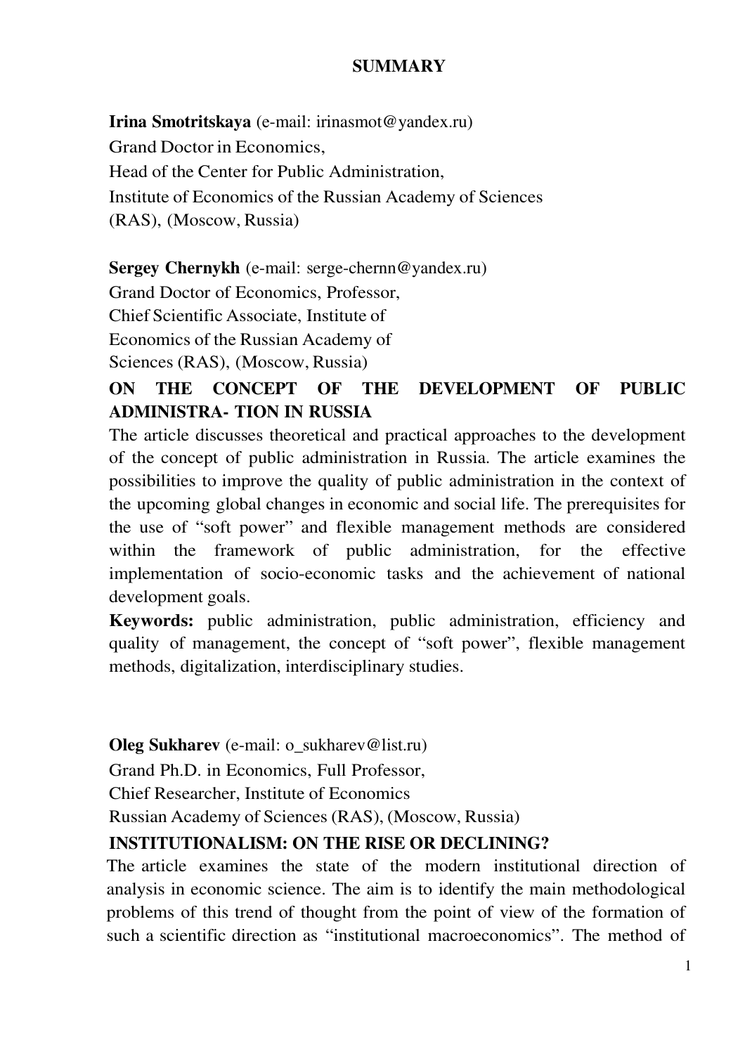# SUMMARY

**Irina Smotritskaya** (e-mail: irinasmot@yandex.ru)
Grand Doctor in Economics,
Head of the Center for Public Administration,
Institute of Economics of the Russian Academy of Sciences
(RAS), (Moscow, Russia)

**Sergey Chernykh** (e-mail: serge-chernn@yandex.ru)
Grand Doctor of Economics, Professor,
Chief Scientific Associate, Institute of
Economics of the Russian Academy of
Sciences (RAS), (Moscow, Russia)

## ON THE CONCEPT OF THE DEVELOPMENT OF PUBLIC ADMINISTRA- TION IN RUSSIA

The article discusses theoretical and practical approaches to the development of the concept of public administration in Russia. The article examines the possibilities to improve the quality of public administration in the context of the upcoming global changes in economic and social life. The prerequisites for the use of "soft power" and flexible management methods are considered within the framework of public administration, for the effective implementation of socio-economic tasks and the achievement of national development goals.

**Keywords:** public administration, public administration, efficiency and quality of management, the concept of "soft power", flexible management methods, digitalization, interdisciplinary studies.

**Oleg Sukharev** (e-mail: o_sukharev@list.ru)
Grand Ph.D. in Economics, Full Professor,
Chief Researcher, Institute of Economics
Russian Academy of Sciences (RAS), (Moscow, Russia)

## INSTITUTIONALISM: ON THE RISE OR DECLINING?

The article examines the state of the modern institutional direction of analysis in economic science. The aim is to identify the main methodological problems of this trend of thought from the point of view of the formation of such a scientific direction as "institutional macroeconomics". The method of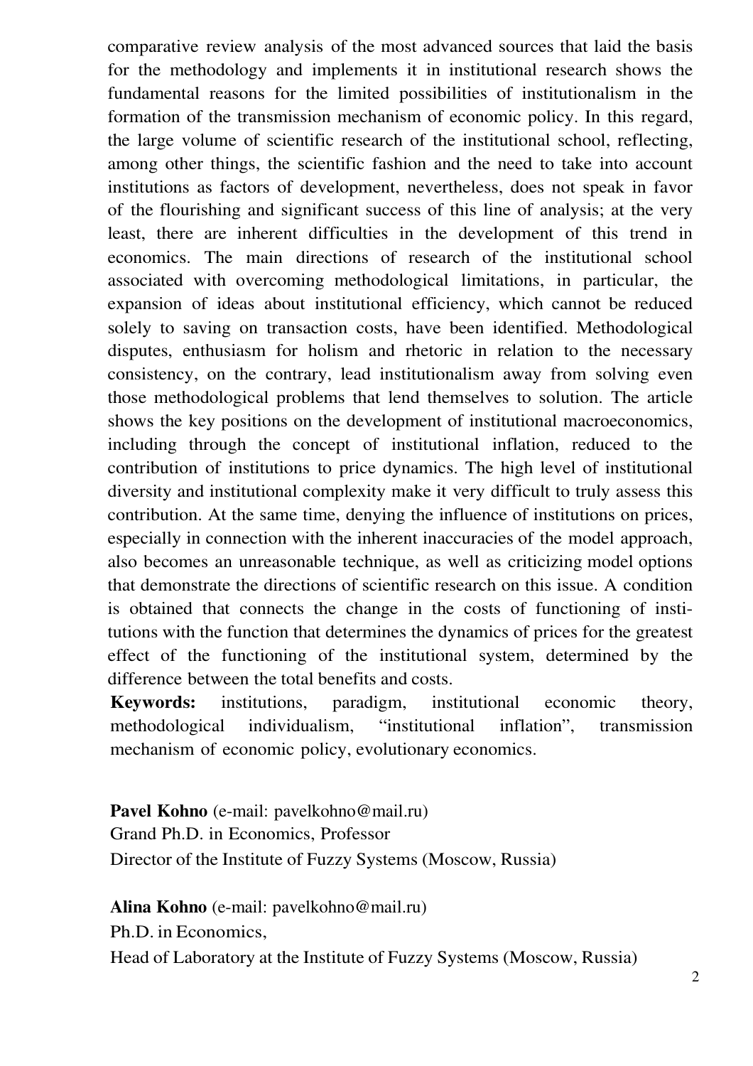comparative review analysis of the most advanced sources that laid the basis for the methodology and implements it in institutional research shows the fundamental reasons for the limited possibilities of institutionalism in the formation of the transmission mechanism of economic policy. In this regard, the large volume of scientific research of the institutional school, reflecting, among other things, the scientific fashion and the need to take into account institutions as factors of development, nevertheless, does not speak in favor of the flourishing and significant success of this line of analysis; at the very least, there are inherent difficulties in the development of this trend in economics. The main directions of research of the institutional school associated with overcoming methodological limitations, in particular, the expansion of ideas about institutional efficiency, which cannot be reduced solely to saving on transaction costs, have been identified. Methodological disputes, enthusiasm for holism and rhetoric in relation to the necessary consistency, on the contrary, lead institutionalism away from solving even those methodological problems that lend themselves to solution. The article shows the key positions on the development of institutional macroeconomics, including through the concept of institutional inflation, reduced to the contribution of institutions to price dynamics. The high level of institutional diversity and institutional complexity make it very difficult to truly assess this contribution. At the same time, denying the influence of institutions on prices, especially in connection with the inherent inaccuracies of the model approach, also becomes an unreasonable technique, as well as criticizing model options that demonstrate the directions of scientific research on this issue. A condition is obtained that connects the change in the costs of functioning of institutions with the function that determines the dynamics of prices for the greatest effect of the functioning of the institutional system, determined by the difference between the total benefits and costs.

**Keywords:** institutions, paradigm, institutional economic theory, methodological individualism, "institutional inflation", transmission mechanism of economic policy, evolutionary economics.

**Pavel Kohno** (e-mail: pavelkohno@mail.ru)
Grand Ph.D. in Economics, Professor
Director of the Institute of Fuzzy Systems (Moscow, Russia)

**Alina Kohno** (e-mail: pavelkohno@mail.ru)
Ph.D. in Economics,
Head of Laboratory at the Institute of Fuzzy Systems (Moscow, Russia)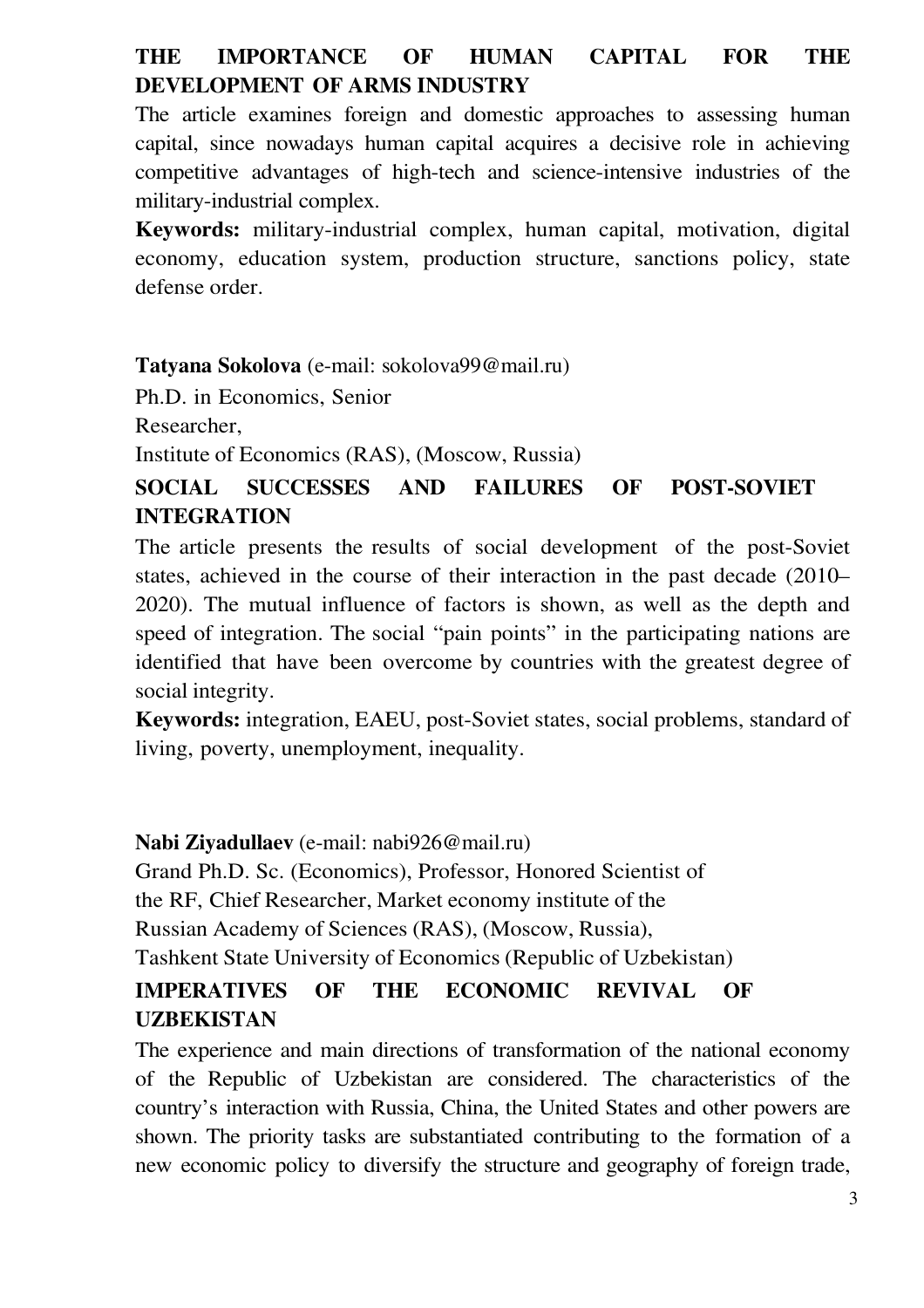**THE IMPORTANCE OF HUMAN CAPITAL FOR THE DEVELOPMENT OF ARMS INDUSTRY**

The article examines foreign and domestic approaches to assessing human capital, since nowadays human capital acquires a decisive role in achieving competitive advantages of high-tech and science-intensive industries of the military-industrial complex.

**Keywords:** military-industrial complex, human capital, motivation, digital economy, education system, production structure, sanctions policy, state defense order.

**Tatyana Sokolova** (e-mail: sokolova99@mail.ru)

Ph.D. in Economics, Senior

Researcher,

Institute of Economics (RAS), (Moscow, Russia)

**SOCIAL SUCCESSES AND FAILURES OF POST-SOVIET INTEGRATION**

The article presents the results of social development of the post-Soviet states, achieved in the course of their interaction in the past decade (2010–2020). The mutual influence of factors is shown, as well as the depth and speed of integration. The social "pain points" in the participating nations are identified that have been overcome by countries with the greatest degree of social integrity.

**Keywords:** integration, EAEU, post-Soviet states, social problems, standard of living, poverty, unemployment, inequality.

**Nabi Ziyadullaev** (e-mail: nabi926@mail.ru)

Grand Ph.D. Sc. (Economics), Professor, Honored Scientist of

the RF, Chief Researcher, Market economy institute of the

Russian Academy of Sciences (RAS), (Moscow, Russia),

Tashkent State University of Economics (Republic of Uzbekistan)

**IMPERATIVES OF THE ECONOMIC REVIVAL OF UZBEKISTAN**

The experience and main directions of transformation of the national economy of the Republic of Uzbekistan are considered. The characteristics of the country's interaction with Russia, China, the United States and other powers are shown. The priority tasks are substantiated contributing to the formation of a new economic policy to diversify the structure and geography of foreign trade,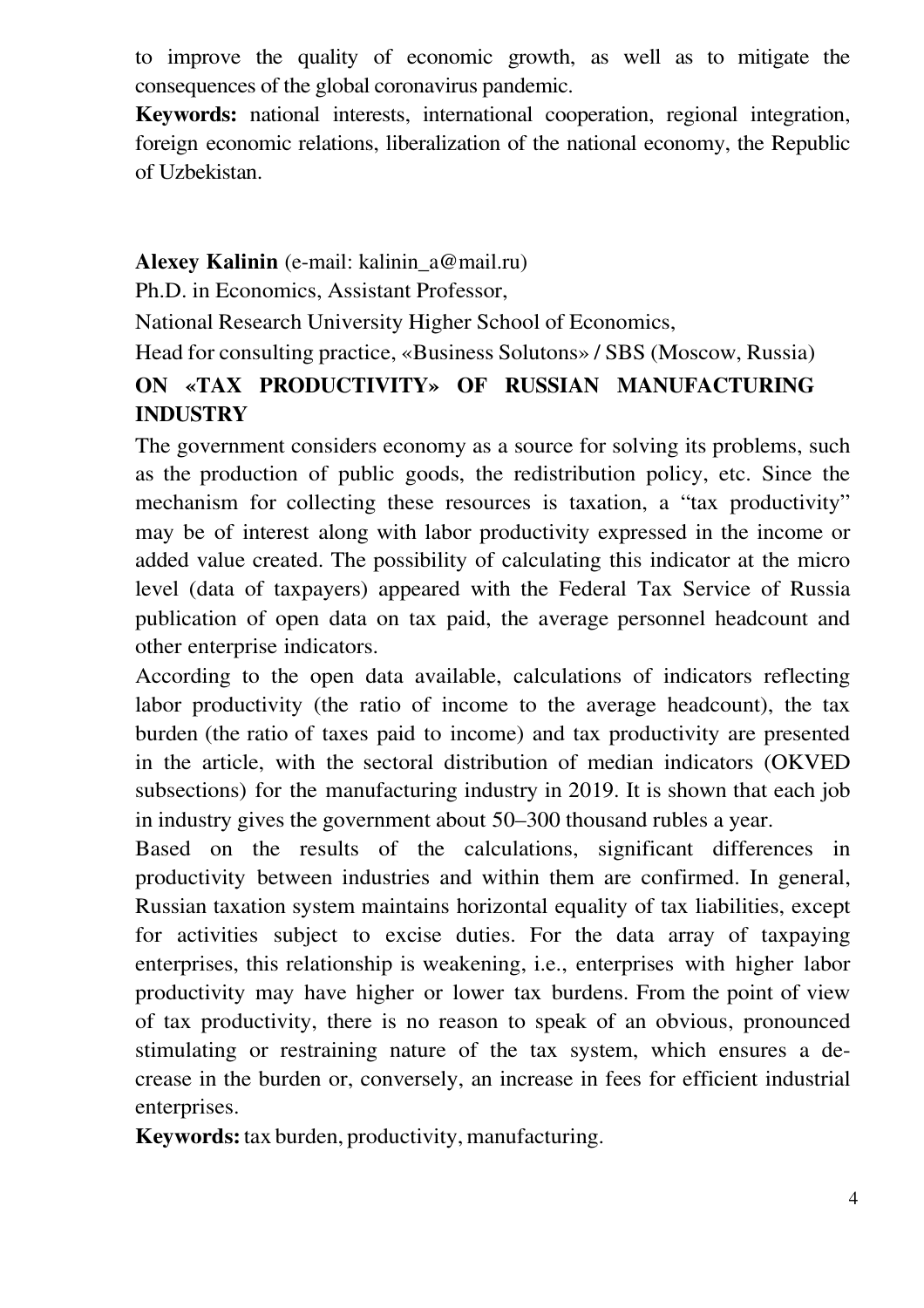to improve the quality of economic growth, as well as to mitigate the consequences of the global coronavirus pandemic.

**Keywords:** national interests, international cooperation, regional integration, foreign economic relations, liberalization of the national economy, the Republic of Uzbekistan.

**Alexey Kalinin** (e-mail: kalinin_a@mail.ru)

Ph.D. in Economics, Assistant Professor,

National Research University Higher School of Economics,

Head for consulting practice, «Business Solutons» / SBS (Moscow, Russia)

## ON «TAX PRODUCTIVITY» OF RUSSIAN MANUFACTURING INDUSTRY

The government considers economy as a source for solving its problems, such as the production of public goods, the redistribution policy, etc. Since the mechanism for collecting these resources is taxation, a "tax productivity" may be of interest along with labor productivity expressed in the income or added value created. The possibility of calculating this indicator at the micro level (data of taxpayers) appeared with the Federal Tax Service of Russia publication of open data on tax paid, the average personnel headcount and other enterprise indicators.

According to the open data available, calculations of indicators reflecting labor productivity (the ratio of income to the average headcount), the tax burden (the ratio of taxes paid to income) and tax productivity are presented in the article, with the sectoral distribution of median indicators (OKVED subsections) for the manufacturing industry in 2019. It is shown that each job in industry gives the government about 50–300 thousand rubles a year.

Based on the results of the calculations, significant differences in productivity between industries and within them are confirmed. In general, Russian taxation system maintains horizontal equality of tax liabilities, except for activities subject to excise duties. For the data array of taxpaying enterprises, this relationship is weakening, i.e., enterprises with higher labor productivity may have higher or lower tax burdens. From the point of view of tax productivity, there is no reason to speak of an obvious, pronounced stimulating or restraining nature of the tax system, which ensures a decrease in the burden or, conversely, an increase in fees for efficient industrial enterprises.

**Keywords:** tax burden, productivity, manufacturing.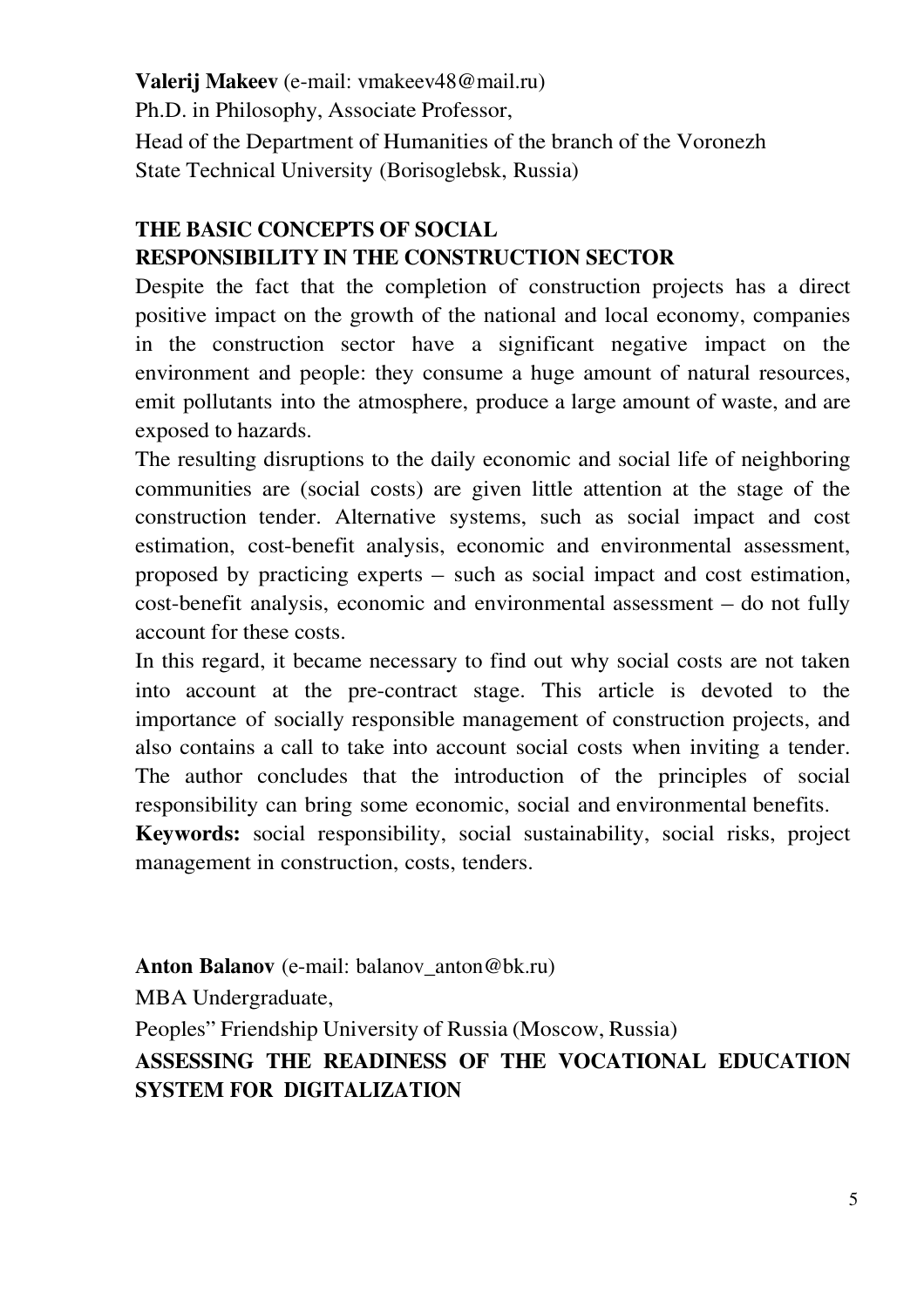**Valerij Makeev** (e-mail: vmakeev48@mail.ru)

Ph.D. in Philosophy, Associate Professor,

Head of the Department of Humanities of the branch of the Voronezh State Technical University (Borisoglebsk, Russia)

## THE BASIC CONCEPTS OF SOCIAL RESPONSIBILITY IN THE CONSTRUCTION SECTOR

Despite the fact that the completion of construction projects has a direct positive impact on the growth of the national and local economy, companies in the construction sector have a significant negative impact on the environment and people: they consume a huge amount of natural resources, emit pollutants into the atmosphere, produce a large amount of waste, and are exposed to hazards.

The resulting disruptions to the daily economic and social life of neighboring communities are (social costs) are given little attention at the stage of the construction tender. Alternative systems, such as social impact and cost estimation, cost-benefit analysis, economic and environmental assessment, proposed by practicing experts – such as social impact and cost estimation, cost-benefit analysis, economic and environmental assessment – do not fully account for these costs.

In this regard, it became necessary to find out why social costs are not taken into account at the pre-contract stage. This article is devoted to the importance of socially responsible management of construction projects, and also contains a call to take into account social costs when inviting a tender. The author concludes that the introduction of the principles of social responsibility can bring some economic, social and environmental benefits.

**Keywords:** social responsibility, social sustainability, social risks, project management in construction, costs, tenders.

**Anton Balanov** (e-mail: balanov_anton@bk.ru)

MBA Undergraduate,

Peoples" Friendship University of Russia (Moscow, Russia)

## ASSESSING THE READINESS OF THE VOCATIONAL EDUCATION SYSTEM FOR DIGITALIZATION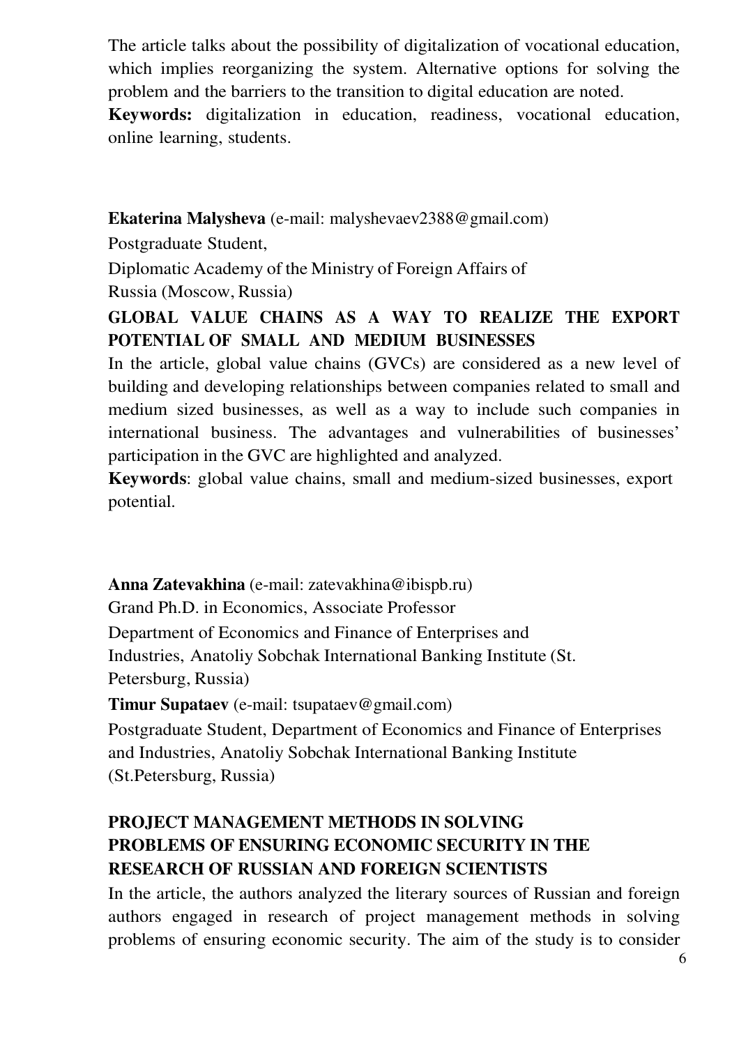The article talks about the possibility of digitalization of vocational education, which implies reorganizing the system. Alternative options for solving the problem and the barriers to the transition to digital education are noted.

**Keywords:** digitalization in education, readiness, vocational education, online learning, students.

**Ekaterina Malysheva** (e-mail: malyshevaev2388@gmail.com)

Postgraduate Student,

Diplomatic Academy of the Ministry of Foreign Affairs of Russia (Moscow, Russia)

**GLOBAL VALUE CHAINS AS A WAY TO REALIZE THE EXPORT POTENTIAL OF SMALL AND MEDIUM BUSINESSES**

In the article, global value chains (GVCs) are considered as a new level of building and developing relationships between companies related to small and medium sized businesses, as well as a way to include such companies in international business. The advantages and vulnerabilities of businesses' participation in the GVC are highlighted and analyzed.

**Keywords**: global value chains, small and medium-sized businesses, export potential.

**Anna Zatevakhina** (e-mail: zatevakhina@ibispb.ru)

Grand Ph.D. in Economics, Associate Professor

Department of Economics and Finance of Enterprises and Industries, Anatoliy Sobchak International Banking Institute (St. Petersburg, Russia)

**Timur Supataev** (e-mail: tsupataev@gmail.com)

Postgraduate Student, Department of Economics and Finance of Enterprises and Industries, Anatoliy Sobchak International Banking Institute (St.Petersburg, Russia)

**PROJECT MANAGEMENT METHODS IN SOLVING PROBLEMS OF ENSURING ECONOMIC SECURITY IN THE RESEARCH OF RUSSIAN AND FOREIGN SCIENTISTS**

In the article, the authors analyzed the literary sources of Russian and foreign authors engaged in research of project management methods in solving problems of ensuring economic security. The aim of the study is to consider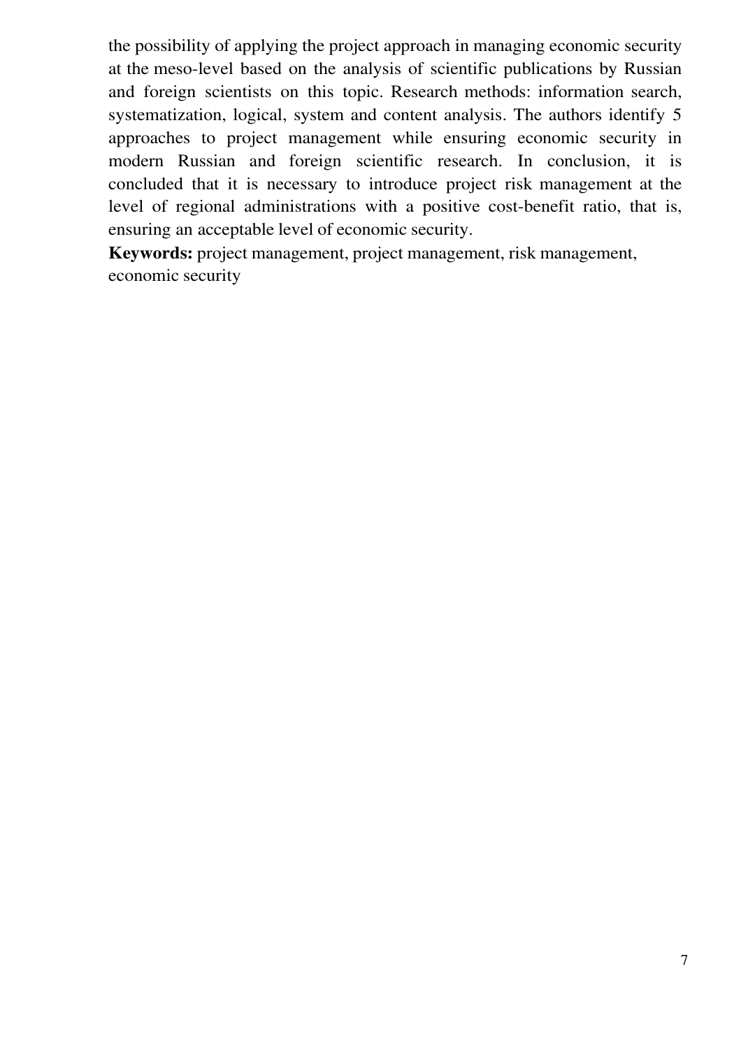the possibility of applying the project approach in managing economic security at the meso-level based on the analysis of scientific publications by Russian and foreign scientists on this topic. Research methods: information search, systematization, logical, system and content analysis. The authors identify 5 approaches to project management while ensuring economic security in modern Russian and foreign scientific research. In conclusion, it is concluded that it is necessary to introduce project risk management at the level of regional administrations with a positive cost-benefit ratio, that is, ensuring an acceptable level of economic security.

**Keywords:** project management, project management, risk management, economic security